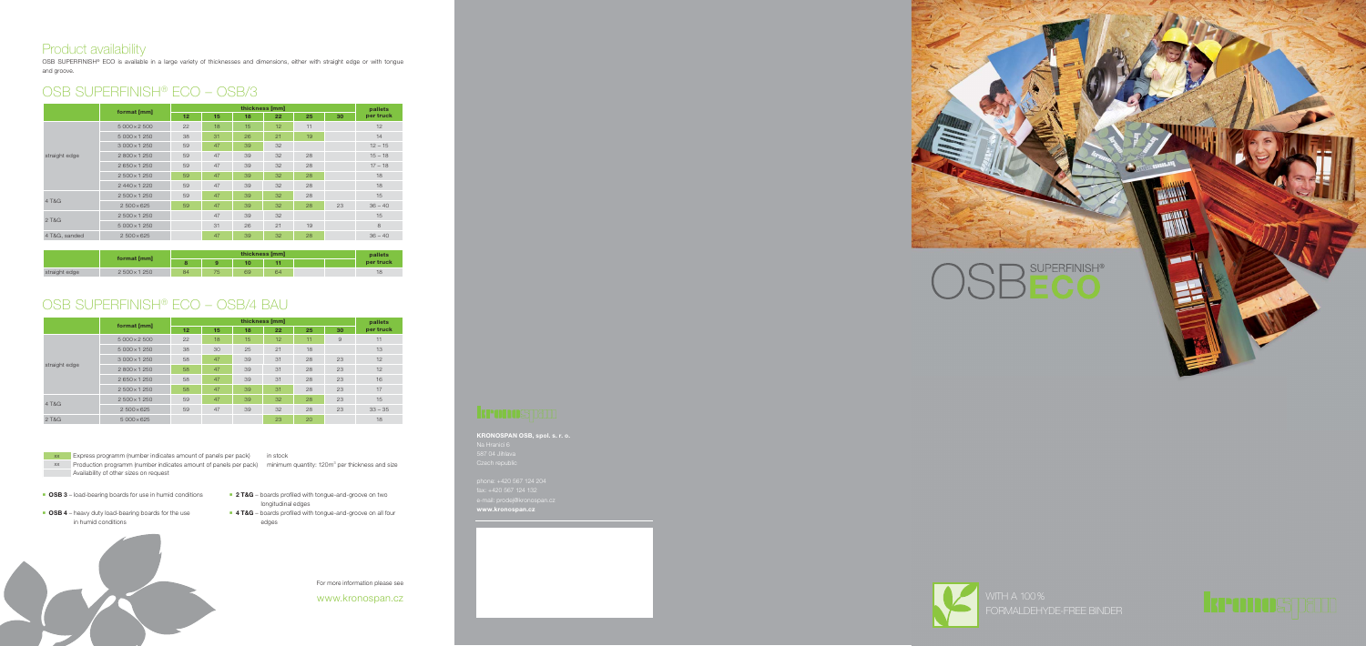## Product availability

OSB SUPERFINISH® ECO is available in a large variety of thicknesses and dimensions, either with straight edge or with tongue and groove.

## OSB SUPERFINISH® ECO – OSB/3

| | format [mm] | thickness [mm] | | | | | | pallets per truck |
|---|---|---|---|---|---|---|---|---|
| | | 12 | 15 | 18 | 22 | 25 | 30 | |
| straight edge | 5 000 × 2 500 | 22 | 18 | 15 | 12 | 11 | | 12 |
| | 5 000 × 1 250 | 38 | 31 | 26 | 21 | 19 | | 14 |
| | 3 000 × 1 250 | 59 | 47 | 39 | 32 | | | 12 – 15 |
| | 2 800 × 1 250 | 59 | 47 | 39 | 32 | 28 | | 15 – 18 |
| | 2 650 × 1 250 | 59 | 47 | 39 | 32 | 28 | | 17 – 18 |
| | 2 500 × 1 250 | 59 | 47 | 39 | 32 | 28 | | 18 |
| | 2 440 × 1 220 | 59 | 47 | 39 | 32 | 28 | | 18 |
| 4 T&G | 2 500 × 1 250 | 59 | 47 | 39 | 32 | 28 | | 15 |
| | 2 500 × 625 | 59 | 47 | 39 | 32 | 28 | 23 | 36 – 40 |
| 2 T&G | 2 500 × 1 250 | | 47 | 39 | 32 | | | 15 |
| | 5 000 × 1 250 | | 31 | 26 | 21 | 19 | | 8 |
| 4 T&G, sanded | 2 500 × 625 | | 47 | 39 | 32 | 28 | | 36 – 40 |

| | format [mm] | thickness [mm] | | | | pallets per truck |
|---|---|---|---|---|---|---|
| | | 8 | 9 | 10 | 11 | |
| straight edge | 2 500 × 1 250 | 84 | 75 | 69 | 64 | 18 |

## OSB SUPERFINISH® ECO – OSB/4 BAU

| | format [mm] | thickness [mm] | | | | | | pallets per truck |
|---|---|---|---|---|---|---|---|---|
| | | 12 | 15 | 18 | 22 | 25 | 30 | |
| straight edge | 5 000 × 2 500 | 22 | 18 | 15 | 12 | 11 | 9 | 11 |
| | 5 000 × 1 250 | 38 | 30 | 25 | 21 | 18 | | 13 |
| | 3 000 × 1 250 | 58 | 47 | 39 | 31 | 28 | 23 | 12 |
| | 2 800 × 1 250 | 58 | 47 | 39 | 31 | 28 | 23 | 12 |
| | 2 650 × 1 250 | 58 | 47 | 39 | 31 | 28 | 23 | 16 |
| | 2 500 × 1 250 | 58 | 47 | 39 | 31 | 28 | 23 | 17 |
| 4 T&G | 2 500 × 1 250 | 59 | 47 | 39 | 32 | 28 | 23 | 15 |
| | 2 500 × 625 | 59 | 47 | 39 | 32 | 28 | 23 | 33 – 35 |
| 2 T&G | 5 000 × 625 | | | | 23 | 20 | | 18 |

xx Express programm (number indicates amount of panels per pack) – in stock
xx Production programm (number indicates amount of panels per pack) – minimum quantity: 120m³ per thickness and size
Availability of other sizes on request

- **OSB 3** – load-bearing boards for use in humid conditions
- **OSB 4** – heavy duty load-bearing boards for the use in humid conditions
- **2 T&G** – boards profiled with tongue-and-groove on two longitudinal edges
- **4 T&G** – boards profiled with tongue-and-groove on all four edges

For more information please see

www.kronospan.cz

**KRONOSPAN OSB, spol. s r. o.**
Na Hranici 6
587 04 Jihlava
Czech republic

phone: +420 567 124 204
fax: +420 567 124 132
e-mail: prodej@kronospan.cz
**www.kronospan.cz**

# OSB SUPERFINISH® ECO

WITH A 100% FORMALDEHYDE-FREE BINDER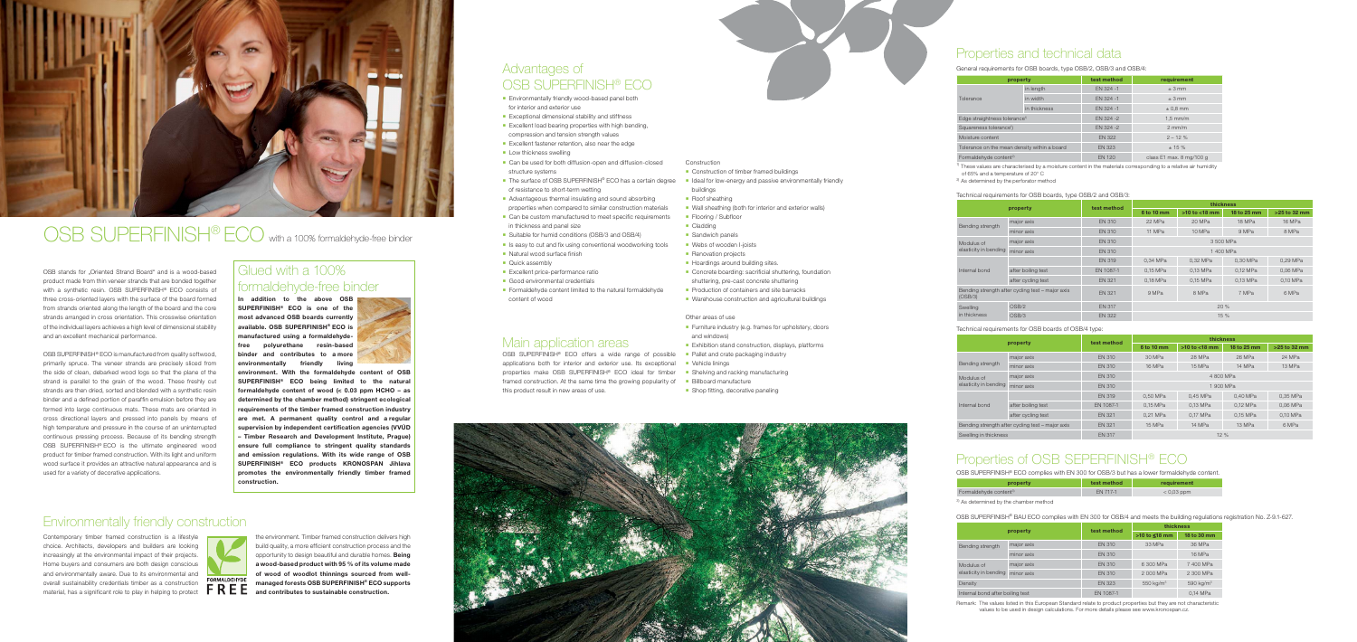# OSB SUPERFINISH® ECO with a 100% formaldehyde-free binder

OSB stands for „Oriented Strand Board" and is a wood-based product made from thin veneer strands that are bonded together with a synthetic resin. OSB SUPERFINISH® consists of three cross-oriented layers with the surface of the board formed from strands oriented along the length of the board and the core strands arranged in cross orientation. This crosswise orientation of the individual layers achieves a high level of dimensional stability and an excellent mechanical performance.

OSB SUPERFINISH® ECO is manufactured from quality softwood, primarily spruce. The veneer strands are precisely sliced from the side of clean, debarked wood logs so that the plane of the strand is parallel to the grain of the wood. These freshly cut strands are then dried, sorted and blended with a synthetic resin binder and a defined portion of paraffin emulsion before they are formed into large continuous mats. These mats are oriented in cross directional layers and pressed into panels by means of high temperature and pressure in the course of an uninterrupted continuous pressing process. Because of its bending strength OSB SUPERFINISH® ECO is the ultimate engineered wood product for timber framed construction. With its light and uniform wood surface it provides an attractive natural appearance and is used for a variety of decorative applications.

## Glued with a 100% formaldehyde-free binder

**In addition to the above OSB SUPERFINISH® ECO is one of the most advanced OSB boards currently available. OSB SUPERFINISH® ECO is manufactured using a formaldehyde-free polyurethane resin-based binder and contributes to a more environmentally friendly living environment. With the formaldehyde content of OSB SUPERFINISH® ECO being limited to the natural formaldehyde content of wood (< 0.03 ppm HCHO – as determined by the chamber method) stringent ecological requirements of the timber framed construction industry are met. A permanent quality control and a regular supervision by independent certification agencies (VVUD – Timber Research and Development Institute, Prague) ensure full compliance to stringent quality standards and emission regulations. With its wide range of OSB SUPERFINISH® ECO products KRONOSPAN Jihlava promotes the environmentally friendly timber framed construction.**

## Environmentally friendly construction

Contemporary timber framed construction is a lifestyle choice. Architects, developers and builders are looking increasingly at the environmental impact of their projects. Home buyers and consumers are both design conscious and environmentally aware. Due to its environmental and overall sustainability credentials timber as a construction material, has a significant role to play in helping to protect the environment. Timber framed construction delivers high build quality, a more efficient construction process and the opportunity to design beautiful and durable homes. **Being a wood-based product with 95 % of its volume made of wood of woodlot thinnings sourced from well-managed forests OSB SUPERFINISH® ECO supports and contributes to sustainable construction.**

FORMALDEHYDE FREE

## Advantages of OSB SUPERFINISH® ECO

- Environmentally friendly wood-based panel both for interior and exterior use
- Exceptional dimensional stability and stiffness
- Excellent load bearing properties with high bending, compression and tension strength values
- Excellent fastener retention, also near the edge
- Low thickness swelling
- Can be used for both diffusion-open and diffusion-closed structure systems
- The surface of OSB SUPERFINISH® ECO has a certain degree of resistance to short-term wetting
- Advantageous thermal insulating and sound absorbing properties when compared to similar construction materials
- Can be custom manufactured to meet specific requirements in thickness and panel size
- Suitable for humid conditions (OSB/3 and OSB/4)
- Is easy to cut and fix using conventional woodworking tools
- Natural wood surface finish
- Quick assembly
- Excellent price-performance ratio
- Good environmental credentials
- Formaldehyde content limited to the natural formaldehyde content of wood

## Main application areas

OSB SUPERFINISH® ECO offers a wide range of possible applications both for interior and exterior use. Its exceptional properties make OSB SUPERFINISH® ECO ideal for timber framed construction. At the same time the growing popularity of this product result in new areas of use.

Construction

- Construction of timber framed buildings
- Ideal for low-energy and passive environmentally friendly buildings
- Roof sheathing
- Wall sheathing (both for interior and exterior walls)
- Flooring / Subfloor
- Cladding
- Sandwich panels
- Webs of wooden I-joists
- Renovation projects
- Hoardings around building sites.
- Concrete boarding: sacrificial shuttering, foundation shuttering, pre-cast concrete shuttering
- Production of containers and site barracks
- Warehouse construction and agricultural buildings

Other areas of use

- Furniture industry (e.g. frames for upholstery, doors and windows)
- Exhibition stand construction, displays, platforms
- Pallet and crate packaging industry
- Vehicle linings
- Shelving and racking manufacturing
- Billboard manufacture
- Shop fitting, decorative paneling

## Properties and technical data

General requirements for OSB boards, type OSB/2, OSB/3 and OSB/4:

| property | | test method | requirement |
|---|---|---|---|
| Tolerance | in length | EN 324 -1 | ± 3 mm |
| | in width | EN 324 -1 | ± 3 mm |
| | in thickness | EN 324 -1 | ± 0,8 mm |
| Edge straightness tolerance[1] | | EN 324 -2 | 1,5 mm/m |
| Squareness tolerance[1] | | EN 324 -2 | 2 mm/m |
| Moisture content | | EN 322 | 2 – 12 % |
| Tolerance on the mean density within a board | | EN 323 | ± 15 % |
| Formaldehyde content[2] | | EN 120 | class E1 max. 8 mg/100 g |

[1] These values are characterised by a moisture content in the materials corresponding to a relative air humidity of 65% and a temperature of 20° C

[2] As determined by the perforator method

Technical requirements for OSB boards, type OSB/2 and OSB/3:

| property | | test method | thickness | | | |
|---|---|---|---|---|---|---|
| | | | 6 to 10 mm | >10 to <18 mm | 18 to 25 mm | >25 to 32 mm |
| Bending strength | major axis | EN 310 | 22 MPa | 20 MPa | 18 MPa | 16 MPa |
| | minor axis | EN 310 | 11 MPa | 10 MPa | 9 MPa | 8 MPa |
| Modulus of elasticity in bending | major axis | EN 310 | 3 500 MPa | | | |
| | minor axis | EN 310 | 1 400 MPa | | | |
| Internal bond | | EN 319 | 0,34 MPa | 0,32 MPa | 0,30 MPa | 0,29 MPa |
| | after boiling test | EN 1087-1 | 0,15 MPa | 0,13 MPa | 0,12 MPa | 0,06 MPa |
| | after cycling test | EN 321 | 0,18 MPa | 0,15 MPa | 0,13 MPa | 0,10 MPa |
| Bending strength after cycling test – major axis (OSB/3) | | EN 321 | 9 MPa | 8 MPa | 7 MPa | 6 MPa |
| Swelling in thickness | OSB/2 | EN 317 | 20 % | | | |
| | OSB/3 | EN 322 | 15 % | | | |

Technical requirements for OSB boards of OSB/4 type:

| property | | test method | thickness | | | |
|---|---|---|---|---|---|---|
| | | | 6 to 10 mm | >10 to <18 mm | 18 to 25 mm | >25 to 32 mm |
| Bending strength | major axis | EN 310 | 30 MPa | 28 MPa | 26 MPa | 24 MPa |
| | minor axis | EN 310 | 16 MPa | 15 MPa | 14 MPa | 13 MPa |
| Modulus of elasticity in bending | major axis | EN 310 | 4 800 MPa | | | |
| | minor axis | EN 310 | 1 900 MPa | | | |
| Internal bond | | EN 319 | 0,50 MPa | 0,45 MPa | 0,40 MPa | 0,35 MPa |
| | after boiling test | EN 1087-1 | 0,15 MPa | 0,13 MPa | 0,12 MPa | 0,06 MPa |
| | after cycling test | EN 321 | 0,21 MPa | 0,17 MPa | 0,15 MPa | 0,10 MPa |
| Bending strength after cycling test – major axis | | EN 321 | 15 MPa | 14 MPa | 13 MPa | 6 MPa |
| Swelling in thickness | | EN 317 | 12 % | | | |

## Properties of OSB SEPERFINISH® ECO

OSB SUPERFINISH® ECO complies with EN 300 for OSB/3 but has a lower formaldehyde content.

| property | test method | requirement |
|---|---|---|
| Formaldehyde content[3] | EN 717-1 | < 0,03 ppm |

[3] As determined by the chamber method

OSB SUPERFINISH® BAU ECO complies with EN 300 for OSB/4 and meets the building regulations registration No. Z-9.1-627.

| property | | test method | thickness | |
|---|---|---|---|---|
| | | | >10 to ≤18 mm | 18 to 30 mm |
| Bending strength | major axis | EN 310 | 33 MPa | 36 MPa |
| | minor axis | EN 310 | | 16 MPa |
| Modulus of elasticity in bending | major axis | EN 310 | 6 300 MPa | 7 400 MPa |
| | minor axis | EN 310 | 2 000 MPa | 2 300 MPa |
| Density | | EN 323 | 550 kg/m³ | 590 kg/m³ |
| Internal bond after boiling test | | EN 1087-1 | | 0,14 MPa |

Remark: The values listed in this European Standard relate to product properties but they are not characteristic values to be used in design calculations. For more details please see www.kronospan.cz.